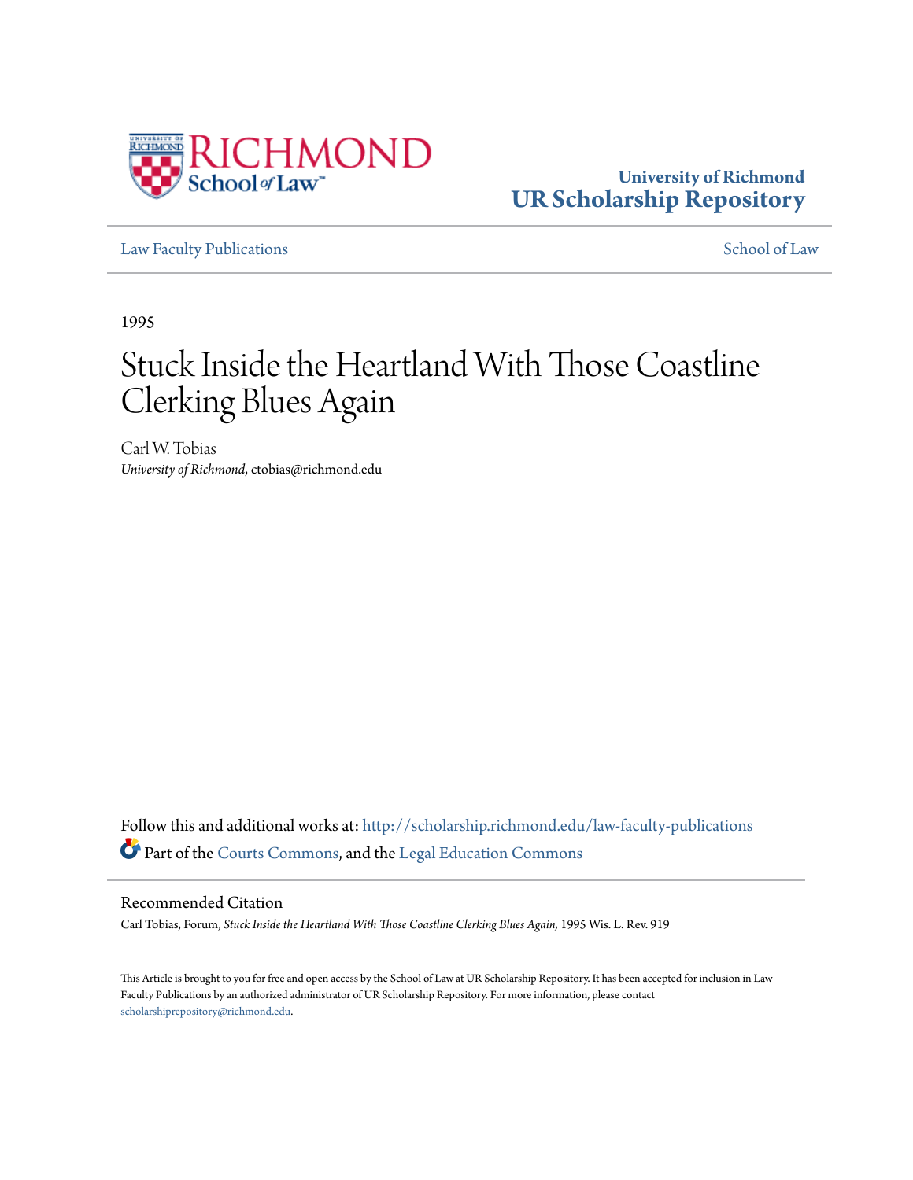University of Richmond
UR Scholarship Repository

Law Faculty Publications | School of Law

1995

# Stuck Inside the Heartland With Those Coastline Clerking Blues Again

Carl W. Tobias
*University of Richmond*, ctobias@richmond.edu

Follow this and additional works at: http://scholarship.richmond.edu/law-faculty-publications
Part of the Courts Commons, and the Legal Education Commons

## Recommended Citation

Carl Tobias, Forum, *Stuck Inside the Heartland With Those Coastline Clerking Blues Again,* 1995 Wis. L. Rev. 919

This Article is brought to you for free and open access by the School of Law at UR Scholarship Repository. It has been accepted for inclusion in Law Faculty Publications by an authorized administrator of UR Scholarship Repository. For more information, please contact scholarshiprepository@richmond.edu.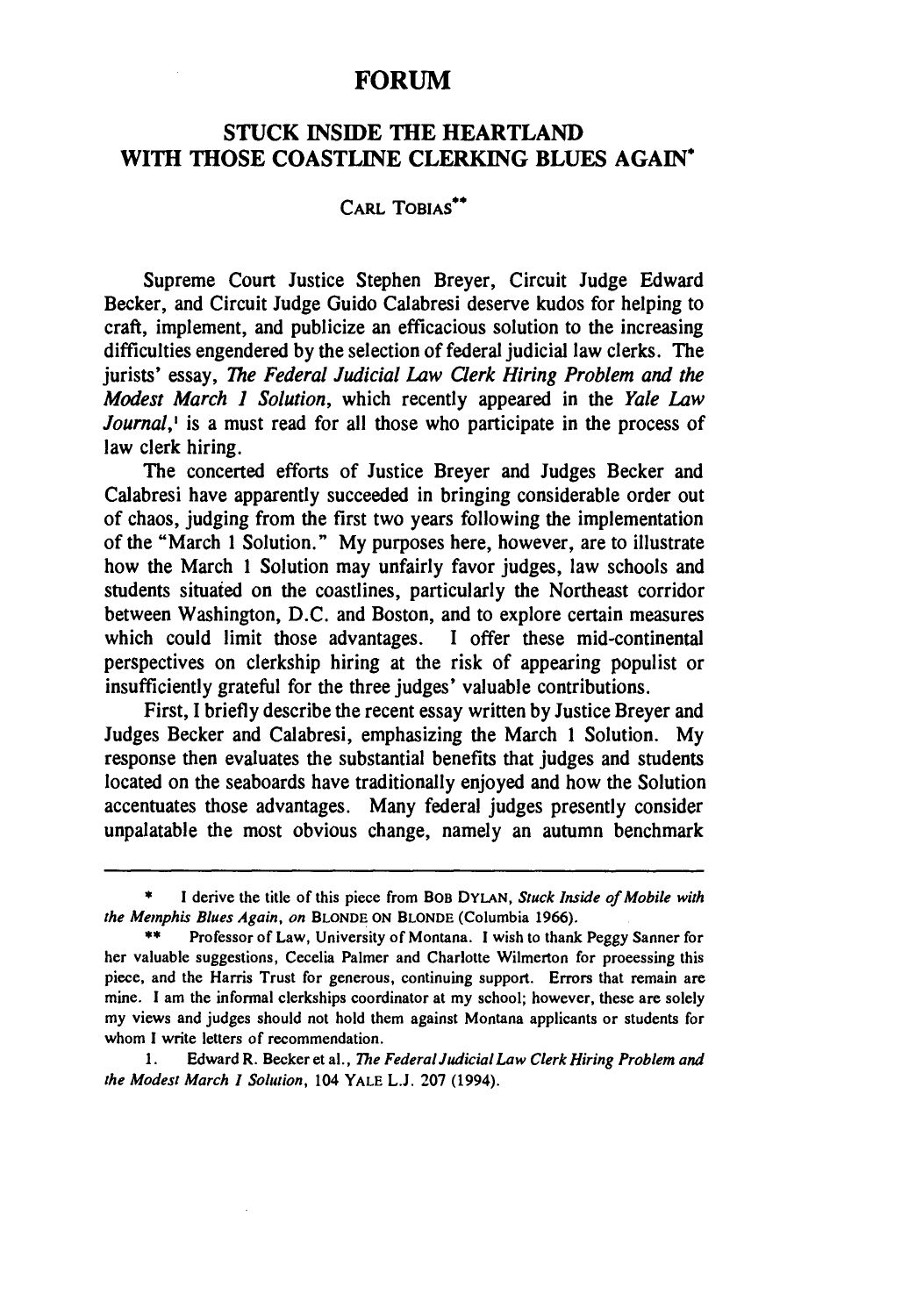# FORUM

## STUCK INSIDE THE HEARTLAND WITH THOSE COASTLINE CLERKING BLUES AGAIN*

CARL TOBIAS**

Supreme Court Justice Stephen Breyer, Circuit Judge Edward Becker, and Circuit Judge Guido Calabresi deserve kudos for helping to craft, implement, and publicize an efficacious solution to the increasing difficulties engendered by the selection of federal judicial law clerks. The jurists' essay, *The Federal Judicial Law Clerk Hiring Problem and the Modest March 1 Solution*, which recently appeared in the *Yale Law Journal*,[1] is a must read for all those who participate in the process of law clerk hiring.

The concerted efforts of Justice Breyer and Judges Becker and Calabresi have apparently succeeded in bringing considerable order out of chaos, judging from the first two years following the implementation of the "March 1 Solution." My purposes here, however, are to illustrate how the March 1 Solution may unfairly favor judges, law schools and students situated on the coastlines, particularly the Northeast corridor between Washington, D.C. and Boston, and to explore certain measures which could limit those advantages. I offer these mid-continental perspectives on clerkship hiring at the risk of appearing populist or insufficiently grateful for the three judges' valuable contributions.

First, I briefly describe the recent essay written by Justice Breyer and Judges Becker and Calabresi, emphasizing the March 1 Solution. My response then evaluates the substantial benefits that judges and students located on the seaboards have traditionally enjoyed and how the Solution accentuates those advantages. Many federal judges presently consider unpalatable the most obvious change, namely an autumn benchmark

---

\* I derive the title of this piece from BOB DYLAN, *Stuck Inside of Mobile with the Memphis Blues Again*, *on* BLONDE ON BLONDE (Columbia 1966).

\*\* Professor of Law, University of Montana. I wish to thank Peggy Sanner for her valuable suggestions, Cecelia Palmer and Charlotte Wilmerton for proeessing this piece, and the Harris Trust for generous, continuing support. Errors that remain are mine. I am the informal clerkships coordinator at my school; however, these are solely my views and judges should not hold them against Montana applicants or students for whom I write letters of recommendation.

1. Edward R. Becker et al., *The Federal Judicial Law Clerk Hiring Problem and the Modest March 1 Solution*, 104 YALE L.J. 207 (1994).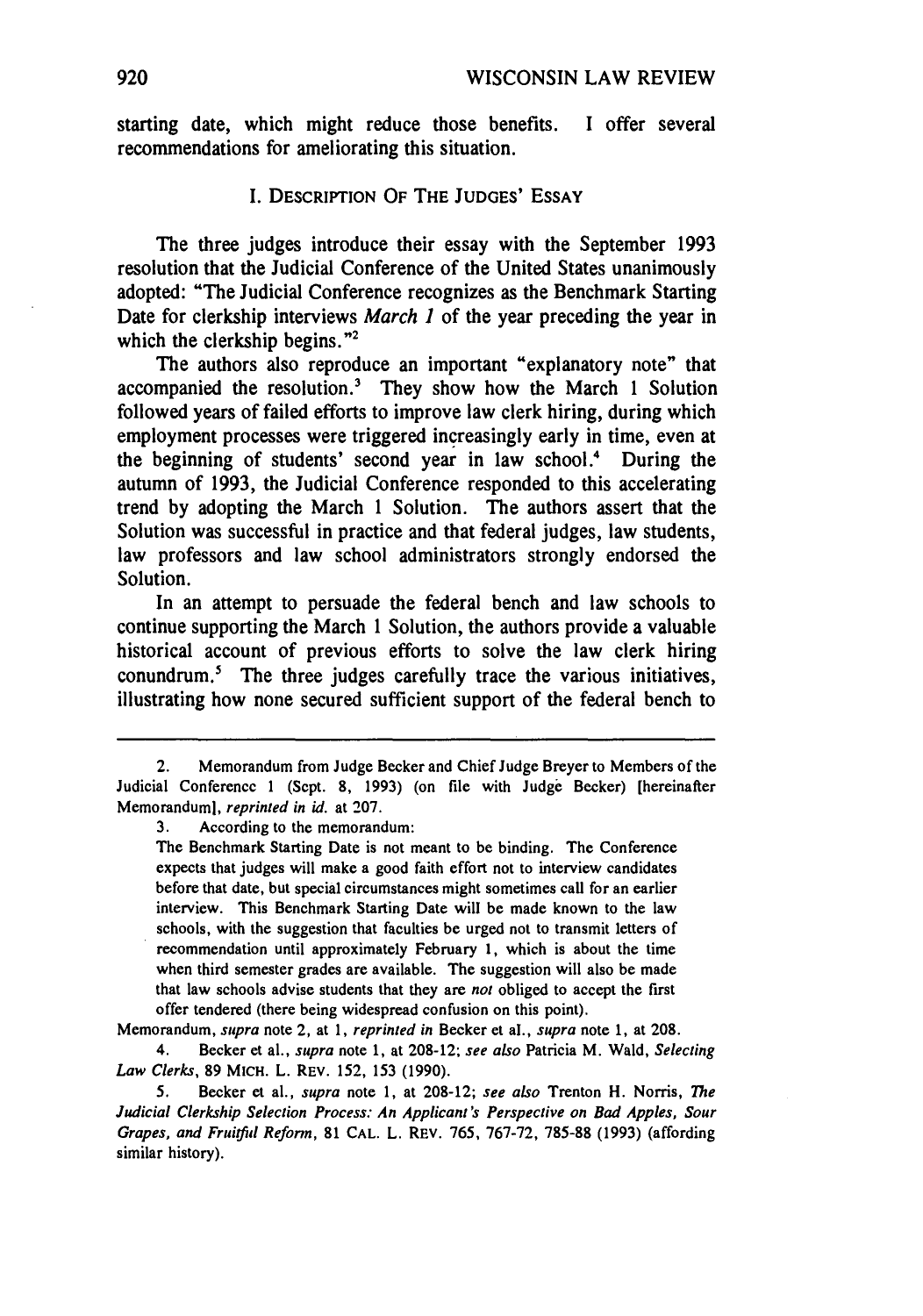starting date, which might reduce those benefits. I offer several recommendations for ameliorating this situation.

## I. DESCRIPTION OF THE JUDGES' ESSAY

The three judges introduce their essay with the September 1993 resolution that the Judicial Conference of the United States unanimously adopted: "The Judicial Conference recognizes as the Benchmark Starting Date for clerkship interviews *March 1* of the year preceding the year in which the clerkship begins."[2]

The authors also reproduce an important "explanatory note" that accompanied the resolution.[3] They show how the March 1 Solution followed years of failed efforts to improve law clerk hiring, during which employment processes were triggered increasingly early in time, even at the beginning of students' second year in law school.[4] During the autumn of 1993, the Judicial Conference responded to this accelerating trend by adopting the March 1 Solution. The authors assert that the Solution was successful in practice and that federal judges, law students, law professors and law school administrators strongly endorsed the Solution.

In an attempt to persuade the federal bench and law schools to continue supporting the March 1 Solution, the authors provide a valuable historical account of previous efforts to solve the law clerk hiring conundrum.[5] The three judges carefully trace the various initiatives, illustrating how none secured sufficient support of the federal bench to

---

2. Memorandum from Judge Becker and Chief Judge Breyer to Members of the Judicial Conference 1 (Sept. 8, 1993) (on file with Judge Becker) [hereinafter Memorandum], *reprinted in id.* at 207.

3. According to the memorandum:

> The Benchmark Starting Date is not meant to be binding. The Conference expects that judges will make a good faith effort not to interview candidates before that date, but special circumstances might sometimes call for an earlier interview. This Benchmark Starting Date will be made known to the law schools, with the suggestion that faculties be urged not to transmit letters of recommendation until approximately February 1, which is about the time when third semester grades are available. The suggestion will also be made that law schools advise students that they are *not* obliged to accept the first offer tendered (there being widespread confusion on this point).

Memorandum, *supra* note 2, at 1, *reprinted in* Becker et al., *supra* note 1, at 208.

4. Becker et al., *supra* note 1, at 208-12; *see also* Patricia M. Wald, *Selecting Law Clerks*, 89 MICH. L. REV. 152, 153 (1990).

5. Becker et al., *supra* note 1, at 208-12; *see also* Trenton H. Norris, *The Judicial Clerkship Selection Process: An Applicant's Perspective on Bad Apples, Sour Grapes, and Fruitful Reform*, 81 CAL. L. REV. 765, 767-72, 785-88 (1993) (affording similar history).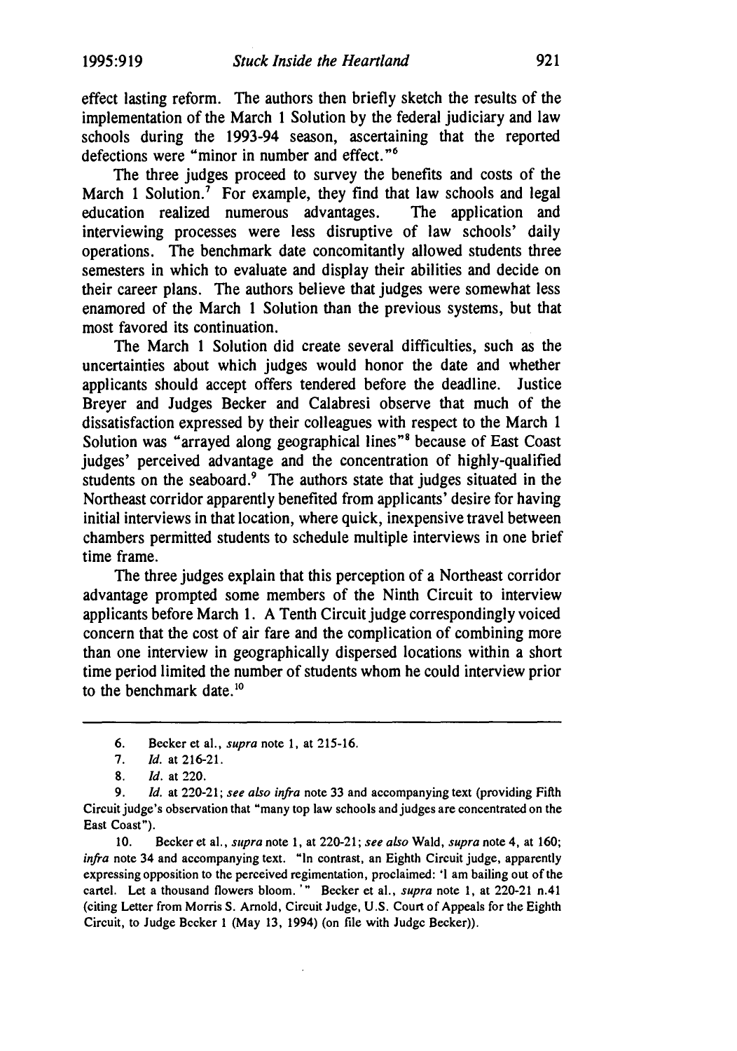effect lasting reform. The authors then briefly sketch the results of the implementation of the March 1 Solution by the federal judiciary and law schools during the 1993-94 season, ascertaining that the reported defections were "minor in number and effect."[6]

The three judges proceed to survey the benefits and costs of the March 1 Solution.[7] For example, they find that law schools and legal education realized numerous advantages. The application and interviewing processes were less disruptive of law schools' daily operations. The benchmark date concomitantly allowed students three semesters in which to evaluate and display their abilities and decide on their career plans. The authors believe that judges were somewhat less enamored of the March 1 Solution than the previous systems, but that most favored its continuation.

The March 1 Solution did create several difficulties, such as the uncertainties about which judges would honor the date and whether applicants should accept offers tendered before the deadline. Justice Breyer and Judges Becker and Calabresi observe that much of the dissatisfaction expressed by their colleagues with respect to the March 1 Solution was "arrayed along geographical lines"[8] because of East Coast judges' perceived advantage and the concentration of highly-qualified students on the seaboard.[9] The authors state that judges situated in the Northeast corridor apparently benefited from applicants' desire for having initial interviews in that location, where quick, inexpensive travel between chambers permitted students to schedule multiple interviews in one brief time frame.

The three judges explain that this perception of a Northeast corridor advantage prompted some members of the Ninth Circuit to interview applicants before March 1. A Tenth Circuit judge correspondingly voiced concern that the cost of air fare and the complication of combining more than one interview in geographically dispersed locations within a short time period limited the number of students whom he could interview prior to the benchmark date.[10]

---

6. Becker et al., *supra* note 1, at 215-16.

7. *Id.* at 216-21.

8. *Id.* at 220.

9. *Id.* at 220-21; *see also infra* note 33 and accompanying text (providing Fifth Circuit judge's observation that "many top law schools and judges are concentrated on the East Coast").

10. Becker et al., *supra* note 1, at 220-21; *see also* Wald, *supra* note 4, at 160; *infra* note 34 and accompanying text. "In contrast, an Eighth Circuit judge, apparently expressing opposition to the perceived regimentation, proclaimed: 'I am bailing out of the cartel. Let a thousand flowers bloom.'" Becker et al., *supra* note 1, at 220-21 n.41 (citing Letter from Morris S. Arnold, Circuit Judge, U.S. Court of Appeals for the Eighth Circuit, to Judge Becker 1 (May 13, 1994) (on file with Judge Becker)).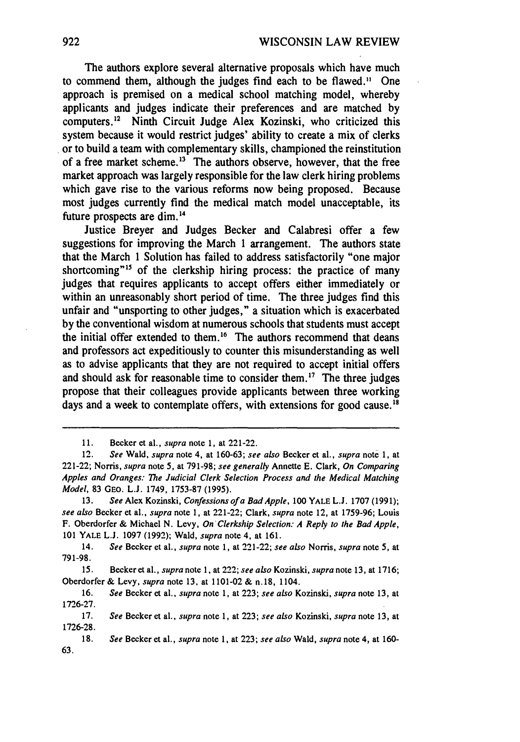The authors explore several alternative proposals which have much to commend them, although the judges find each to be flawed.[11] One approach is premised on a medical school matching model, whereby applicants and judges indicate their preferences and are matched by computers.[12] Ninth Circuit Judge Alex Kozinski, who criticized this system because it would restrict judges' ability to create a mix of clerks or to build a team with complementary skills, championed the reinstitution of a free market scheme.[13] The authors observe, however, that the free market approach was largely responsible for the law clerk hiring problems which gave rise to the various reforms now being proposed. Because most judges currently find the medical match model unacceptable, its future prospects are dim.[14]

Justice Breyer and Judges Becker and Calabresi offer a few suggestions for improving the March 1 arrangement. The authors state that the March 1 Solution has failed to address satisfactorily "one major shortcoming"[15] of the clerkship hiring process: the practice of many judges that requires applicants to accept offers either immediately or within an unreasonably short period of time. The three judges find this unfair and "unsporting to other judges," a situation which is exacerbated by the conventional wisdom at numerous schools that students must accept the initial offer extended to them.[16] The authors recommend that deans and professors act expeditiously to counter this misunderstanding as well as to advise applicants that they are not required to accept initial offers and should ask for reasonable time to consider them.[17] The three judges propose that their colleagues provide applicants between three working days and a week to contemplate offers, with extensions for good cause.[18]

---

11. Becker et al., *supra* note 1, at 221-22.

12. *See* Wald, *supra* note 4, at 160-63; *see also* Becker et al., *supra* note 1, at 221-22; Norris, *supra* note 5, at 791-98; *see generally* Annette E. Clark, *On Comparing Apples and Oranges: The Judicial Clerk Selection Process and the Medical Matching Model*, 83 GEO. L.J. 1749, 1753-87 (1995).

13. *See* Alex Kozinski, *Confessions of a Bad Apple*, 100 YALE L.J. 1707 (1991); *see also* Becker et al., *supra* note 1, at 221-22; Clark, *supra* note 12, at 1759-96; Louis F. Oberdorfer & Michael N. Levy, *On Clerkship Selection: A Reply to the Bad Apple*, 101 YALE L.J. 1097 (1992); Wald, *supra* note 4, at 161.

14. *See* Becker et al., *supra* note 1, at 221-22; *see also* Norris, *supra* note 5, at 791-98.

15. Becker et al., *supra* note 1, at 222; *see also* Kozinski, *supra* note 13, at 1716; Oberdorfer & Levy, *supra* note 13, at 1101-02 & n.18, 1104.

16. *See* Becker et al., *supra* note 1, at 223; *see also* Kozinski, *supra* note 13, at 1726-27.

17. *See* Becker et al., *supra* note 1, at 223; *see also* Kozinski, *supra* note 13, at 1726-28.

18. *See* Becker et al., *supra* note 1, at 223; *see also* Wald, *supra* note 4, at 160-63.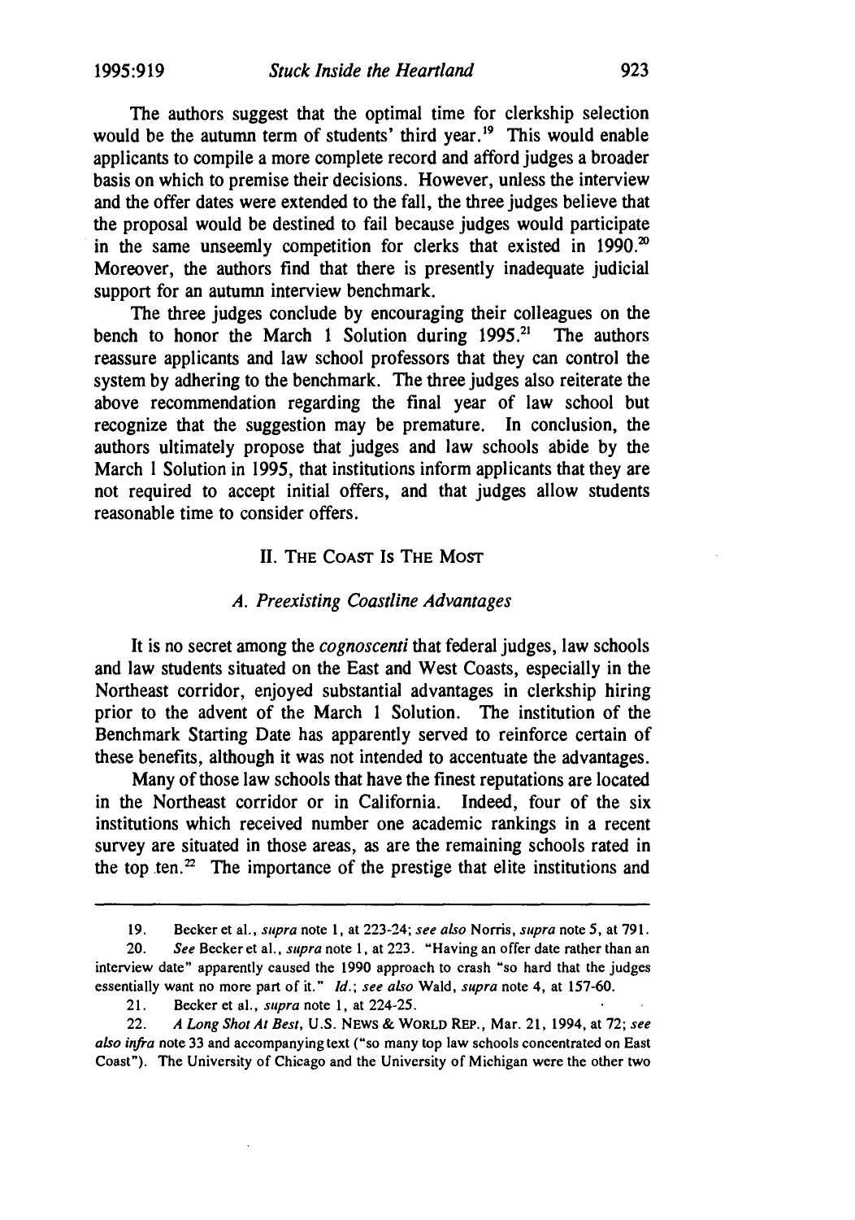The authors suggest that the optimal time for clerkship selection would be the autumn term of students' third year.[19] This would enable applicants to compile a more complete record and afford judges a broader basis on which to premise their decisions. However, unless the interview and the offer dates were extended to the fall, the three judges believe that the proposal would be destined to fail because judges would participate in the same unseemly competition for clerks that existed in 1990.[20] Moreover, the authors find that there is presently inadequate judicial support for an autumn interview benchmark.

The three judges conclude by encouraging their colleagues on the bench to honor the March 1 Solution during 1995.[21] The authors reassure applicants and law school professors that they can control the system by adhering to the benchmark. The three judges also reiterate the above recommendation regarding the final year of law school but recognize that the suggestion may be premature. In conclusion, the authors ultimately propose that judges and law schools abide by the March 1 Solution in 1995, that institutions inform applicants that they are not required to accept initial offers, and that judges allow students reasonable time to consider offers.

## II. The Coast Is The Most

### *A. Preexisting Coastline Advantages*

It is no secret among the *cognoscenti* that federal judges, law schools and law students situated on the East and West Coasts, especially in the Northeast corridor, enjoyed substantial advantages in clerkship hiring prior to the advent of the March 1 Solution. The institution of the Benchmark Starting Date has apparently served to reinforce certain of these benefits, although it was not intended to accentuate the advantages.

Many of those law schools that have the finest reputations are located in the Northeast corridor or in California. Indeed, four of the six institutions which received number one academic rankings in a recent survey are situated in those areas, as are the remaining schools rated in the top ten.[22] The importance of the prestige that elite institutions and

---

19. Becker et al., *supra* note 1, at 223-24; *see also* Norris, *supra* note 5, at 791.

20. *See* Becker et al., *supra* note 1, at 223. "Having an offer date rather than an interview date" apparently caused the 1990 approach to crash "so hard that the judges essentially want no more part of it." *Id.*; *see also* Wald, *supra* note 4, at 157-60.

21. Becker et al., *supra* note 1, at 224-25.

22. *A Long Shot At Best*, U.S. NEWS & WORLD REP., Mar. 21, 1994, at 72; *see also infra* note 33 and accompanying text ("so many top law schools concentrated on East Coast"). The University of Chicago and the University of Michigan were the other two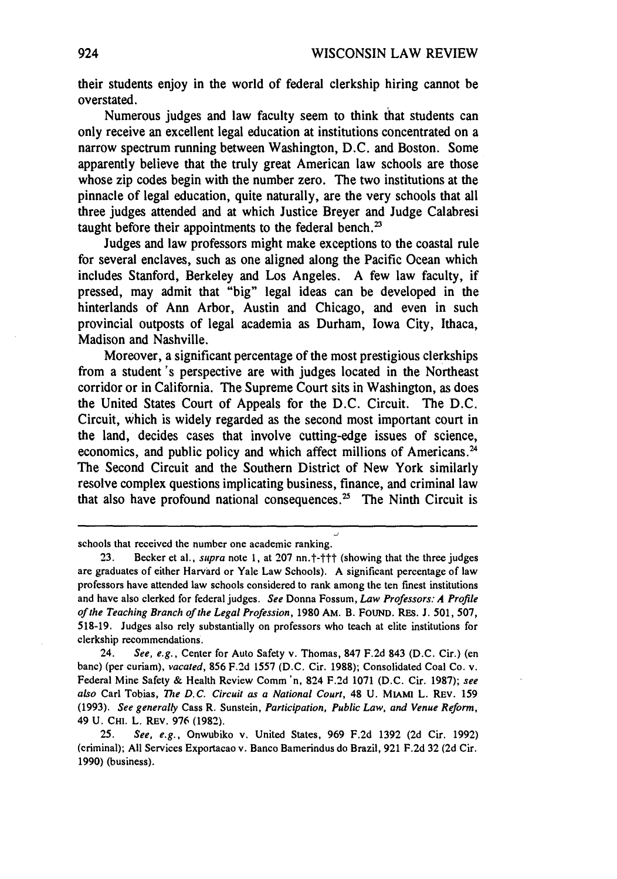their students enjoy in the world of federal clerkship hiring cannot be overstated.

Numerous judges and law faculty seem to think that students can only receive an excellent legal education at institutions concentrated on a narrow spectrum running between Washington, D.C. and Boston. Some apparently believe that the truly great American law schools are those whose zip codes begin with the number zero. The two institutions at the pinnacle of legal education, quite naturally, are the very schools that all three judges attended and at which Justice Breyer and Judge Calabresi taught before their appointments to the federal bench.[23]

Judges and law professors might make exceptions to the coastal rule for several enclaves, such as one aligned along the Pacific Ocean which includes Stanford, Berkeley and Los Angeles. A few law faculty, if pressed, may admit that "big" legal ideas can be developed in the hinterlands of Ann Arbor, Austin and Chicago, and even in such provincial outposts of legal academia as Durham, Iowa City, Ithaca, Madison and Nashville.

Moreover, a significant percentage of the most prestigious clerkships from a student's perspective are with judges located in the Northeast corridor or in California. The Supreme Court sits in Washington, as does the United States Court of Appeals for the D.C. Circuit. The D.C. Circuit, which is widely regarded as the second most important court in the land, decides cases that involve cutting-edge issues of science, economics, and public policy and which affect millions of Americans.[24] The Second Circuit and the Southern District of New York similarly resolve complex questions implicating business, finance, and criminal law that also have profound national consequences.[25] The Ninth Circuit is

---

schools that received the number one academic ranking.

23. Becker et al., *supra* note 1, at 207 nn.†-††† (showing that the three judges are graduates of either Harvard or Yale Law Schools). A significant percentage of law professors have attended law schools considered to rank among the ten finest institutions and have also clerked for federal judges. *See* Donna Fossum, *Law Professors: A Profile of the Teaching Branch of the Legal Profession*, 1980 AM. B. FOUND. RES. J. 501, 507, 518-19. Judges also rely substantially on professors who teach at elite institutions for clerkship recommendations.

24. *See, e.g.*, Center for Auto Safety v. Thomas, 847 F.2d 843 (D.C. Cir.) (en banc) (per curiam), *vacated*, 856 F.2d 1557 (D.C. Cir. 1988); Consolidated Coal Co. v. Federal Mine Safety & Health Review Comm'n, 824 F.2d 1071 (D.C. Cir. 1987); *see also* Carl Tobias, *The D.C. Circuit as a National Court*, 48 U. MIAMI L. REV. 159 (1993). *See generally* Cass R. Sunstein, *Participation, Public Law, and Venue Reform*, 49 U. CHI. L. REV. 976 (1982).

25. *See, e.g.*, Onwubiko v. United States, 969 F.2d 1392 (2d Cir. 1992) (criminal); All Services Exportacao v. Banco Bamerindus do Brazil, 921 F.2d 32 (2d Cir. 1990) (business).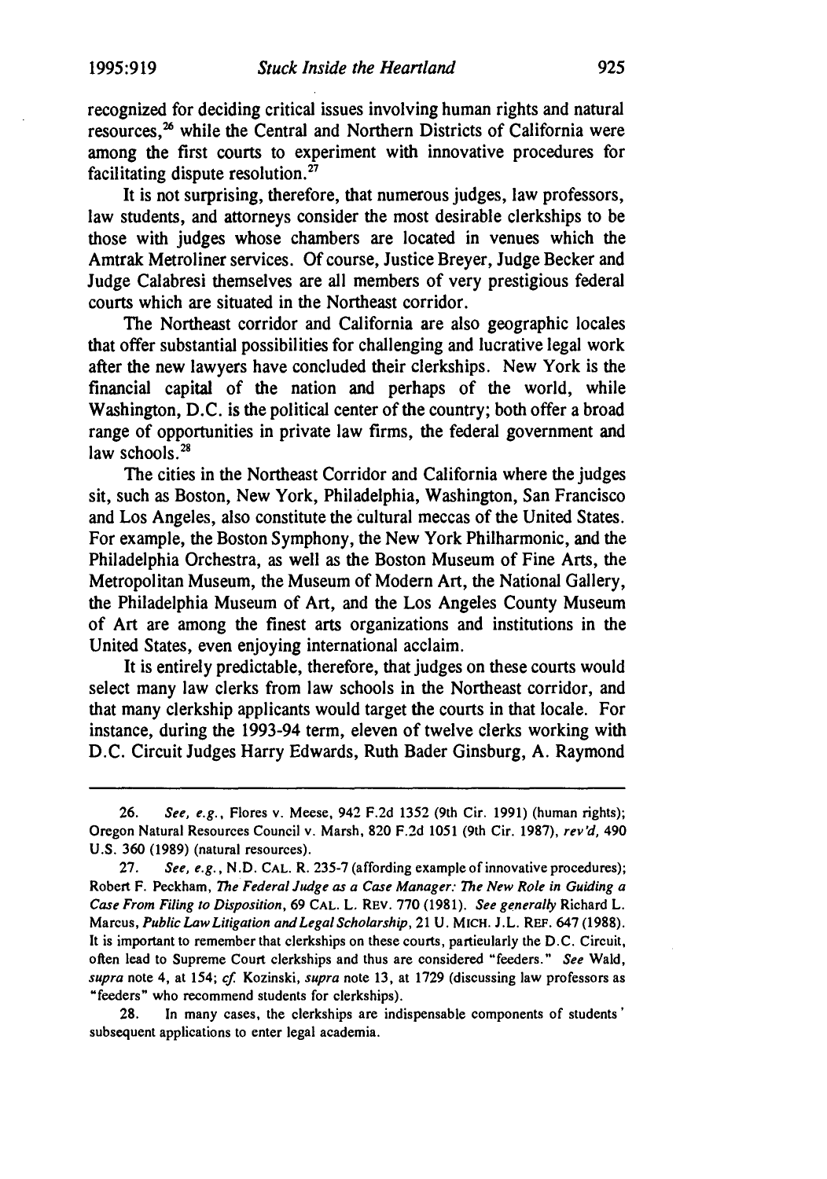recognized for deciding critical issues involving human rights and natural resources,[26] while the Central and Northern Districts of California were among the first courts to experiment with innovative procedures for facilitating dispute resolution.[27]

It is not surprising, therefore, that numerous judges, law professors, law students, and attorneys consider the most desirable clerkships to be those with judges whose chambers are located in venues which the Amtrak Metroliner services. Of course, Justice Breyer, Judge Becker and Judge Calabresi themselves are all members of very prestigious federal courts which are situated in the Northeast corridor.

The Northeast corridor and California are also geographic locales that offer substantial possibilities for challenging and lucrative legal work after the new lawyers have concluded their clerkships. New York is the financial capital of the nation and perhaps of the world, while Washington, D.C. is the political center of the country; both offer a broad range of opportunities in private law firms, the federal government and law schools.[28]

The cities in the Northeast Corridor and California where the judges sit, such as Boston, New York, Philadelphia, Washington, San Francisco and Los Angeles, also constitute the cultural meccas of the United States. For example, the Boston Symphony, the New York Philharmonic, and the Philadelphia Orchestra, as well as the Boston Museum of Fine Arts, the Metropolitan Museum, the Museum of Modern Art, the National Gallery, the Philadelphia Museum of Art, and the Los Angeles County Museum of Art are among the finest arts organizations and institutions in the United States, even enjoying international acclaim.

It is entirely predictable, therefore, that judges on these courts would select many law clerks from law schools in the Northeast corridor, and that many clerkship applicants would target the courts in that locale. For instance, during the 1993-94 term, eleven of twelve clerks working with D.C. Circuit Judges Harry Edwards, Ruth Bader Ginsburg, A. Raymond

---

26. *See, e.g.*, Flores v. Meese, 942 F.2d 1352 (9th Cir. 1991) (human rights); Oregon Natural Resources Council v. Marsh, 820 F.2d 1051 (9th Cir. 1987), *rev'd*, 490 U.S. 360 (1989) (natural resources).

27. *See, e.g.*, N.D. CAL. R. 235-7 (affording example of innovative procedures); Robert F. Peckham, *The Federal Judge as a Case Manager: The New Role in Guiding a Case From Filing to Disposition*, 69 CAL. L. REV. 770 (1981). *See generally* Richard L. Marcus, *Public Law Litigation and Legal Scholarship*, 21 U. MICH. J.L. REF. 647 (1988). It is important to remember that clerkships on these courts, particularly the D.C. Circuit, often lead to Supreme Court clerkships and thus are considered "feeders." *See* Wald, *supra* note 4, at 154; *cf.* Kozinski, *supra* note 13, at 1729 (discussing law professors as "feeders" who recommend students for clerkships).

28. In many cases, the clerkships are indispensable components of students' subsequent applications to enter legal academia.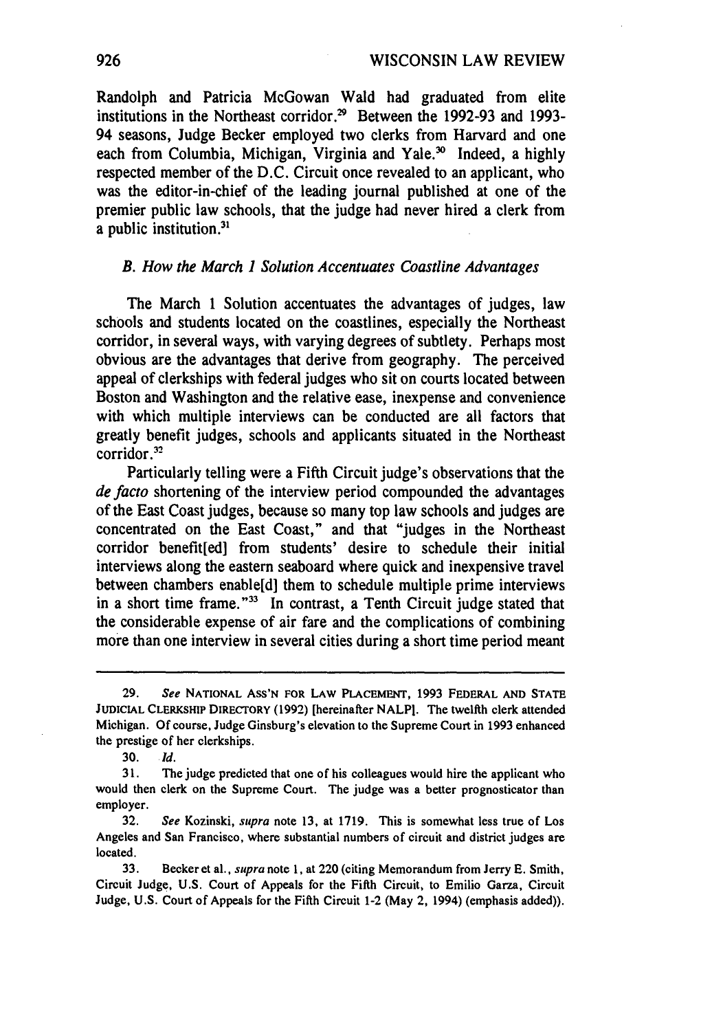Randolph and Patricia McGowan Wald had graduated from elite institutions in the Northeast corridor.[29] Between the 1992-93 and 1993-94 seasons, Judge Becker employed two clerks from Harvard and one each from Columbia, Michigan, Virginia and Yale.[30] Indeed, a highly respected member of the D.C. Circuit once revealed to an applicant, who was the editor-in-chief of the leading journal published at one of the premier public law schools, that the judge had never hired a clerk from a public institution.[31]

### *B. How the March 1 Solution Accentuates Coastline Advantages*

The March 1 Solution accentuates the advantages of judges, law schools and students located on the coastlines, especially the Northeast corridor, in several ways, with varying degrees of subtlety. Perhaps most obvious are the advantages that derive from geography. The perceived appeal of clerkships with federal judges who sit on courts located between Boston and Washington and the relative ease, inexpense and convenience with which multiple interviews can be conducted are all factors that greatly benefit judges, schools and applicants situated in the Northeast corridor.[32]

Particularly telling were a Fifth Circuit judge's observations that the *de facto* shortening of the interview period compounded the advantages of the East Coast judges, because so many top law schools and judges are concentrated on the East Coast," and that "judges in the Northeast corridor benefit[ed] from students' desire to schedule their initial interviews along the eastern seaboard where quick and inexpensive travel between chambers enable[d] them to schedule multiple prime interviews in a short time frame."[33] In contrast, a Tenth Circuit judge stated that the considerable expense of air fare and the complications of combining more than one interview in several cities during a short time period meant

---

29. *See* NATIONAL ASS'N FOR LAW PLACEMENT, 1993 FEDERAL AND STATE JUDICIAL CLERKSHIP DIRECTORY (1992) [hereinafter NALP]. The twelfth clerk attended Michigan. Of course, Judge Ginsburg's elevation to the Supreme Court in 1993 enhanced the prestige of her clerkships.

30. *Id.*

31. The judge predicted that one of his colleagues would hire the applicant who would then clerk on the Supreme Court. The judge was a better prognosticator than employer.

32. *See* Kozinski, *supra* note 13, at 1719. This is somewhat less true of Los Angeles and San Francisco, where substantial numbers of circuit and district judges are located.

33. Becker et al., *supra* note 1, at 220 (citing Memorandum from Jerry E. Smith, Circuit Judge, U.S. Court of Appeals for the Fifth Circuit, to Emilio Garza, Circuit Judge, U.S. Court of Appeals for the Fifth Circuit 1-2 (May 2, 1994) (emphasis added)).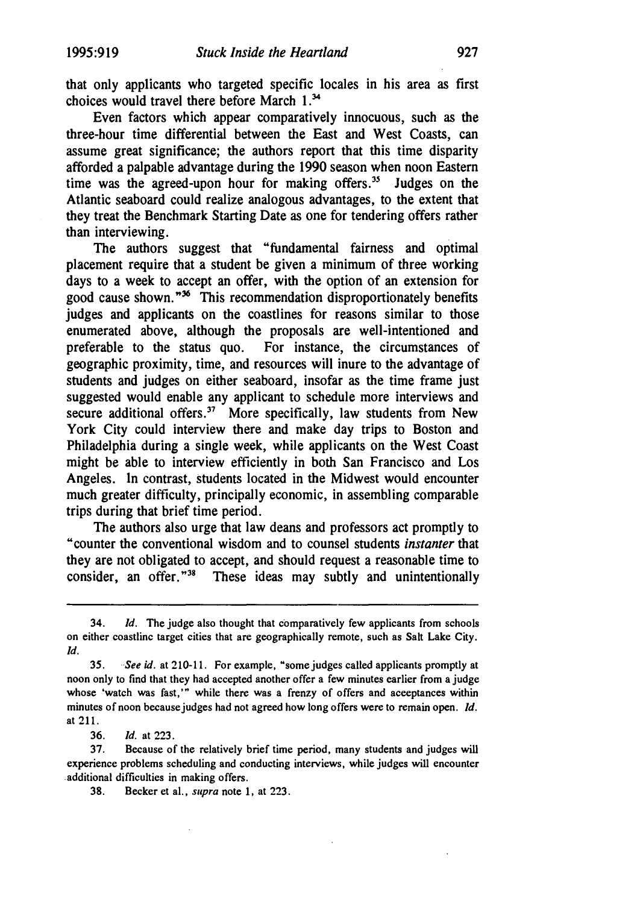that only applicants who targeted specific locales in his area as first choices would travel there before March 1.[34]

Even factors which appear comparatively innocuous, such as the three-hour time differential between the East and West Coasts, can assume great significance; the authors report that this time disparity afforded a palpable advantage during the 1990 season when noon Eastern time was the agreed-upon hour for making offers.[35] Judges on the Atlantic seaboard could realize analogous advantages, to the extent that they treat the Benchmark Starting Date as one for tendering offers rather than interviewing.

The authors suggest that "fundamental fairness and optimal placement require that a student be given a minimum of three working days to a week to accept an offer, with the option of an extension for good cause shown."[36] This recommendation disproportionately benefits judges and applicants on the coastlines for reasons similar to those enumerated above, although the proposals are well-intentioned and preferable to the status quo. For instance, the circumstances of geographic proximity, time, and resources will inure to the advantage of students and judges on either seaboard, insofar as the time frame just suggested would enable any applicant to schedule more interviews and secure additional offers.[37] More specifically, law students from New York City could interview there and make day trips to Boston and Philadelphia during a single week, while applicants on the West Coast might be able to interview efficiently in both San Francisco and Los Angeles. In contrast, students located in the Midwest would encounter much greater difficulty, principally economic, in assembling comparable trips during that brief time period.

The authors also urge that law deans and professors act promptly to "counter the conventional wisdom and to counsel students *instanter* that they are not obligated to accept, and should request a reasonable time to consider, an offer."[38] These ideas may subtly and unintentionally

---

34. *Id.* The judge also thought that comparatively few applicants from schools on either coastline target cities that are geographically remote, such as Salt Lake City. *Id.*

35. *See id.* at 210-11. For example, "some judges called applicants promptly at noon only to find that they had accepted another offer a few minutes earlier from a judge whose 'watch was fast,'" while there was a frenzy of offers and acceptances within minutes of noon because judges had not agreed how long offers were to remain open. *Id.* at 211.

36. *Id.* at 223.

37. Because of the relatively brief time period, many students and judges will experience problems scheduling and conducting interviews, while judges will encounter additional difficulties in making offers.

38. Becker et al., *supra* note 1, at 223.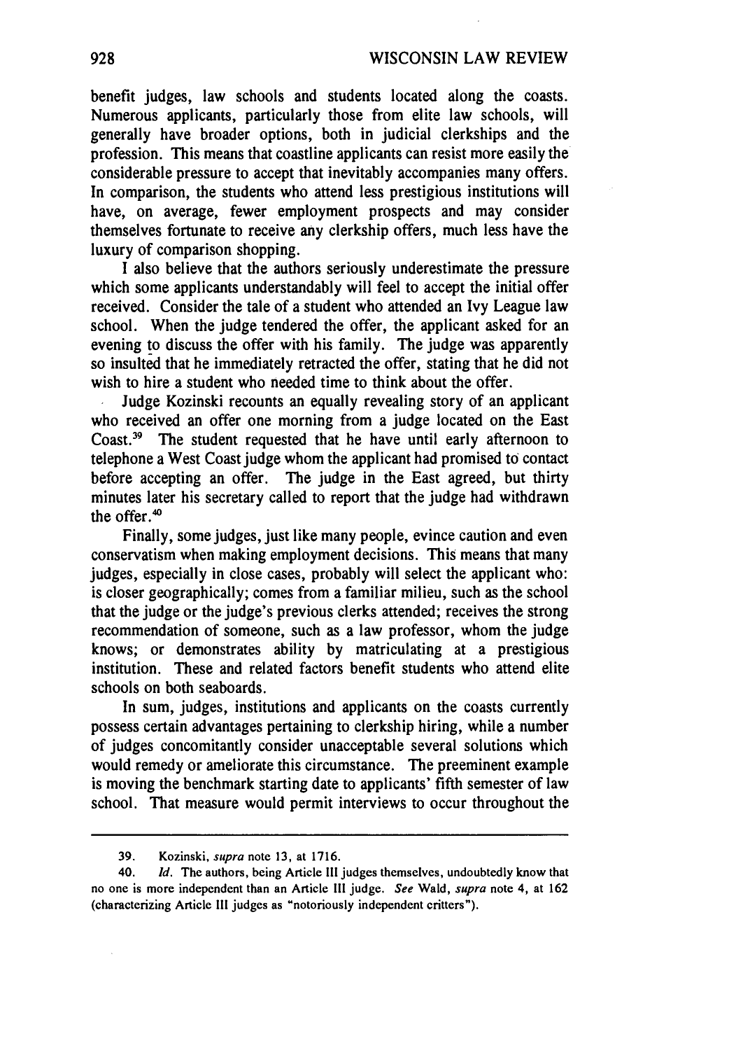benefit judges, law schools and students located along the coasts. Numerous applicants, particularly those from elite law schools, will generally have broader options, both in judicial clerkships and the profession. This means that coastline applicants can resist more easily the considerable pressure to accept that inevitably accompanies many offers. In comparison, the students who attend less prestigious institutions will have, on average, fewer employment prospects and may consider themselves fortunate to receive any clerkship offers, much less have the luxury of comparison shopping.

I also believe that the authors seriously underestimate the pressure which some applicants understandably will feel to accept the initial offer received. Consider the tale of a student who attended an Ivy League law school. When the judge tendered the offer, the applicant asked for an evening to discuss the offer with his family. The judge was apparently so insulted that he immediately retracted the offer, stating that he did not wish to hire a student who needed time to think about the offer.

Judge Kozinski recounts an equally revealing story of an applicant who received an offer one morning from a judge located on the East Coast.[39] The student requested that he have until early afternoon to telephone a West Coast judge whom the applicant had promised to contact before accepting an offer. The judge in the East agreed, but thirty minutes later his secretary called to report that the judge had withdrawn the offer.[40]

Finally, some judges, just like many people, evince caution and even conservatism when making employment decisions. This means that many judges, especially in close cases, probably will select the applicant who: is closer geographically; comes from a familiar milieu, such as the school that the judge or the judge's previous clerks attended; receives the strong recommendation of someone, such as a law professor, whom the judge knows; or demonstrates ability by matriculating at a prestigious institution. These and related factors benefit students who attend elite schools on both seaboards.

In sum, judges, institutions and applicants on the coasts currently possess certain advantages pertaining to clerkship hiring, while a number of judges concomitantly consider unacceptable several solutions which would remedy or ameliorate this circumstance. The preeminent example is moving the benchmark starting date to applicants' fifth semester of law school. That measure would permit interviews to occur throughout the

---

39. Kozinski, *supra* note 13, at 1716.

40. *Id.* The authors, being Article III judges themselves, undoubtedly know that no one is more independent than an Article III judge. *See* Wald, *supra* note 4, at 162 (characterizing Article III judges as "notoriously independent critters").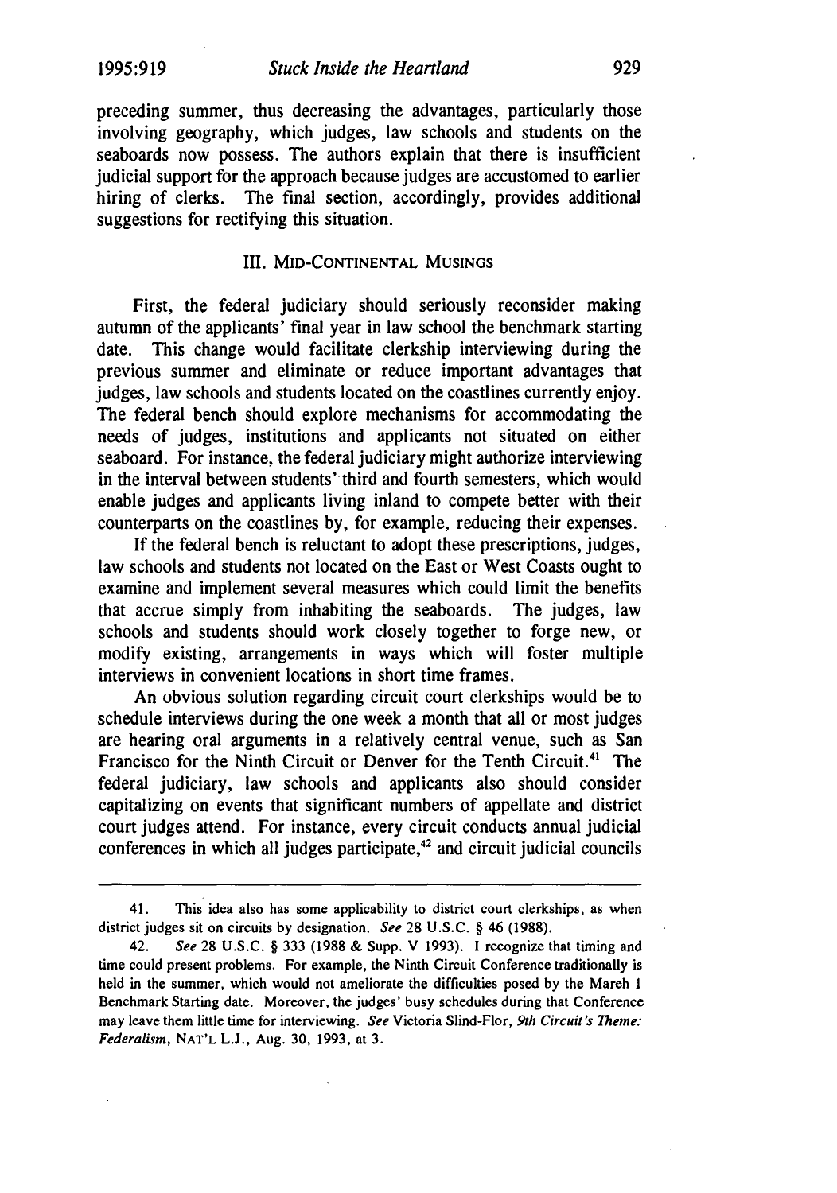preceding summer, thus decreasing the advantages, particularly those involving geography, which judges, law schools and students on the seaboards now possess. The authors explain that there is insufficient judicial support for the approach because judges are accustomed to earlier hiring of clerks. The final section, accordingly, provides additional suggestions for rectifying this situation.

## III. Mid-Continental Musings

First, the federal judiciary should seriously reconsider making autumn of the applicants' final year in law school the benchmark starting date. This change would facilitate clerkship interviewing during the previous summer and eliminate or reduce important advantages that judges, law schools and students located on the coastlines currently enjoy. The federal bench should explore mechanisms for accommodating the needs of judges, institutions and applicants not situated on either seaboard. For instance, the federal judiciary might authorize interviewing in the interval between students' third and fourth semesters, which would enable judges and applicants living inland to compete better with their counterparts on the coastlines by, for example, reducing their expenses.

If the federal bench is reluctant to adopt these prescriptions, judges, law schools and students not located on the East or West Coasts ought to examine and implement several measures which could limit the benefits that accrue simply from inhabiting the seaboards. The judges, law schools and students should work closely together to forge new, or modify existing, arrangements in ways which will foster multiple interviews in convenient locations in short time frames.

An obvious solution regarding circuit court clerkships would be to schedule interviews during the one week a month that all or most judges are hearing oral arguments in a relatively central venue, such as San Francisco for the Ninth Circuit or Denver for the Tenth Circuit.[41] The federal judiciary, law schools and applicants also should consider capitalizing on events that significant numbers of appellate and district court judges attend. For instance, every circuit conducts annual judicial conferences in which all judges participate,[42] and circuit judicial councils

---

41. This idea also has some applicability to district court clerkships, as when district judges sit on circuits by designation. *See* 28 U.S.C. § 46 (1988).

42. *See* 28 U.S.C. § 333 (1988 & Supp. V 1993). I recognize that timing and time could present problems. For example, the Ninth Circuit Conference traditionally is held in the summer, which would not ameliorate the difficulties posed by the March 1 Benchmark Starting date. Moreover, the judges' busy schedules during that Conference may leave them little time for interviewing. *See* Victoria Slind-Flor, *9th Circuit's Theme: Federalism*, NAT'L L.J., Aug. 30, 1993, at 3.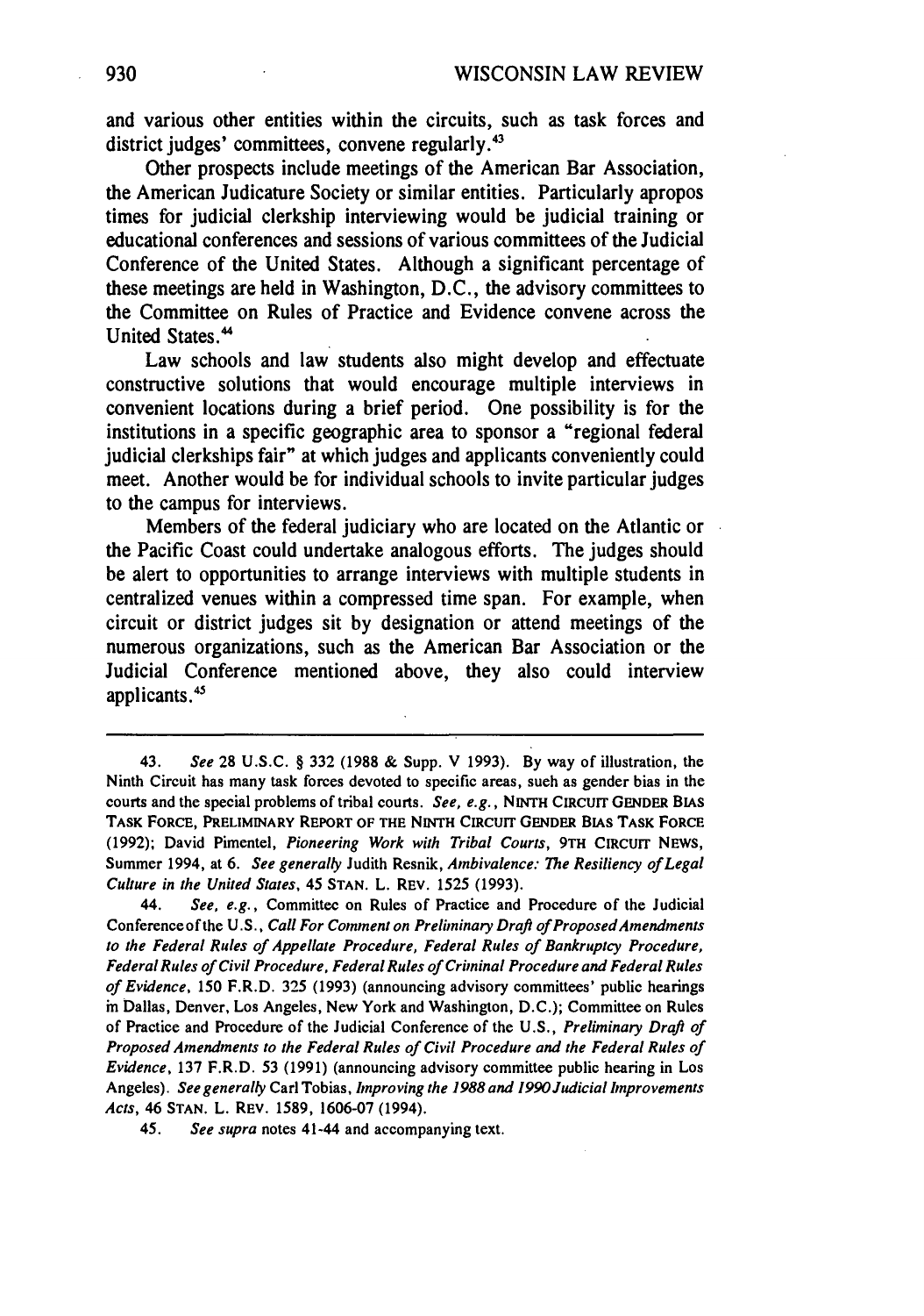and various other entities within the circuits, such as task forces and district judges' committees, convene regularly.[43]

Other prospects include meetings of the American Bar Association, the American Judicature Society or similar entities. Particularly apropos times for judicial clerkship interviewing would be judicial training or educational conferences and sessions of various committees of the Judicial Conference of the United States. Although a significant percentage of these meetings are held in Washington, D.C., the advisory committees to the Committee on Rules of Practice and Evidence convene across the United States.[44]

Law schools and law students also might develop and effectuate constructive solutions that would encourage multiple interviews in convenient locations during a brief period. One possibility is for the institutions in a specific geographic area to sponsor a "regional federal judicial clerkships fair" at which judges and applicants conveniently could meet. Another would be for individual schools to invite particular judges to the campus for interviews.

Members of the federal judiciary who are located on the Atlantic or the Pacific Coast could undertake analogous efforts. The judges should be alert to opportunities to arrange interviews with multiple students in centralized venues within a compressed time span. For example, when circuit or district judges sit by designation or attend meetings of the numerous organizations, such as the American Bar Association or the Judicial Conference mentioned above, they also could interview applicants.[45]

---

43. *See* 28 U.S.C. § 332 (1988 & Supp. V 1993). By way of illustration, the Ninth Circuit has many task forces devoted to specific areas, such as gender bias in the courts and the special problems of tribal courts. *See, e.g.*, NINTH CIRCUIT GENDER BIAS TASK FORCE, PRELIMINARY REPORT OF THE NINTH CIRCUIT GENDER BIAS TASK FORCE (1992); David Pimentel, *Pioneering Work with Tribal Courts*, 9TH CIRCUIT NEWS, Summer 1994, at 6. *See generally* Judith Resnik, *Ambivalence: The Resiliency of Legal Culture in the United States*, 45 STAN. L. REV. 1525 (1993).

44. *See, e.g.*, Committee on Rules of Practice and Procedure of the Judicial Conference of the U.S., *Call For Comment on Preliminary Draft of Proposed Amendments to the Federal Rules of Appellate Procedure, Federal Rules of Bankruptcy Procedure, Federal Rules of Civil Procedure, Federal Rules of Criminal Procedure and Federal Rules of Evidence*, 150 F.R.D. 325 (1993) (announcing advisory committees' public hearings in Dallas, Denver, Los Angeles, New York and Washington, D.C.); Committee on Rules of Practice and Procedure of the Judicial Conference of the U.S., *Preliminary Draft of Proposed Amendments to the Federal Rules of Civil Procedure and the Federal Rules of Evidence*, 137 F.R.D. 53 (1991) (announcing advisory committee public hearing in Los Angeles). *See generally* Carl Tobias, *Improving the 1988 and 1990 Judicial Improvements Acts*, 46 STAN. L. REV. 1589, 1606-07 (1994).

45. *See supra* notes 41-44 and accompanying text.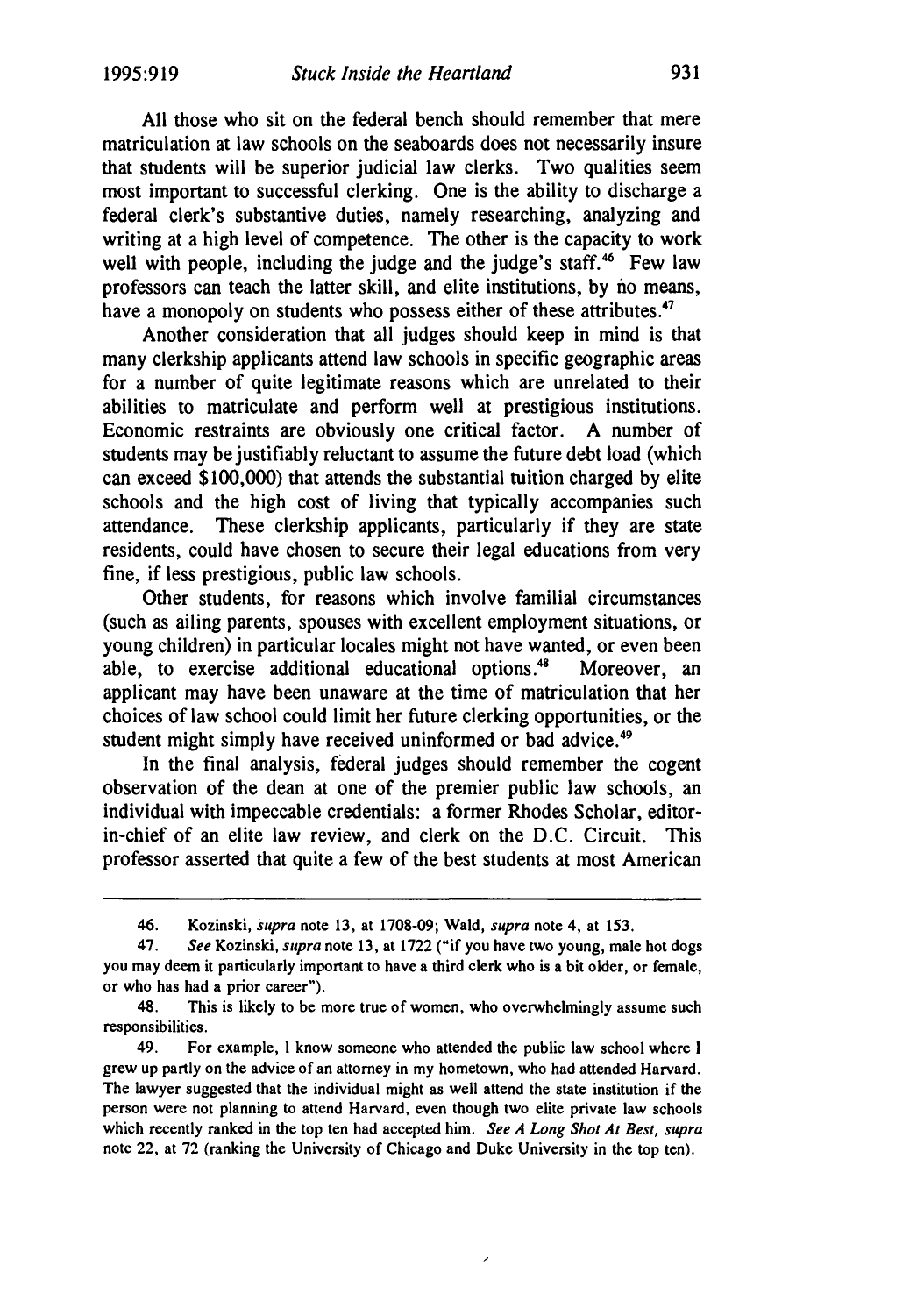All those who sit on the federal bench should remember that mere matriculation at law schools on the seaboards does not necessarily insure that students will be superior judicial law clerks. Two qualities seem most important to successful clerking. One is the ability to discharge a federal clerk's substantive duties, namely researching, analyzing and writing at a high level of competence. The other is the capacity to work well with people, including the judge and the judge's staff.[46] Few law professors can teach the latter skill, and elite institutions, by no means, have a monopoly on students who possess either of these attributes.[47]

Another consideration that all judges should keep in mind is that many clerkship applicants attend law schools in specific geographic areas for a number of quite legitimate reasons which are unrelated to their abilities to matriculate and perform well at prestigious institutions. Economic restraints are obviously one critical factor. A number of students may be justifiably reluctant to assume the future debt load (which can exceed $100,000) that attends the substantial tuition charged by elite schools and the high cost of living that typically accompanies such attendance. These clerkship applicants, particularly if they are state residents, could have chosen to secure their legal educations from very fine, if less prestigious, public law schools.

Other students, for reasons which involve familial circumstances (such as ailing parents, spouses with excellent employment situations, or young children) in particular locales might not have wanted, or even been able, to exercise additional educational options.[48] Moreover, an applicant may have been unaware at the time of matriculation that her choices of law school could limit her future clerking opportunities, or the student might simply have received uninformed or bad advice.[49]

In the final analysis, federal judges should remember the cogent observation of the dean at one of the premier public law schools, an individual with impeccable credentials: a former Rhodes Scholar, editor-in-chief of an elite law review, and clerk on the D.C. Circuit. This professor asserted that quite a few of the best students at most American

---

46. Kozinski, *supra* note 13, at 1708-09; Wald, *supra* note 4, at 153.

47. *See* Kozinski, *supra* note 13, at 1722 ("if you have two young, male hot dogs you may deem it particularly important to have a third clerk who is a bit older, or female, or who has had a prior career").

48. This is likely to be more true of women, who overwhelmingly assume such responsibilities.

49. For example, I know someone who attended the public law school where I grew up partly on the advice of an attorney in my hometown, who had attended Harvard. The lawyer suggested that the individual might as well attend the state institution if the person were not planning to attend Harvard, even though two elite private law schools which recently ranked in the top ten had accepted him. *See A Long Shot At Best*, *supra* note 22, at 72 (ranking the University of Chicago and Duke University in the top ten).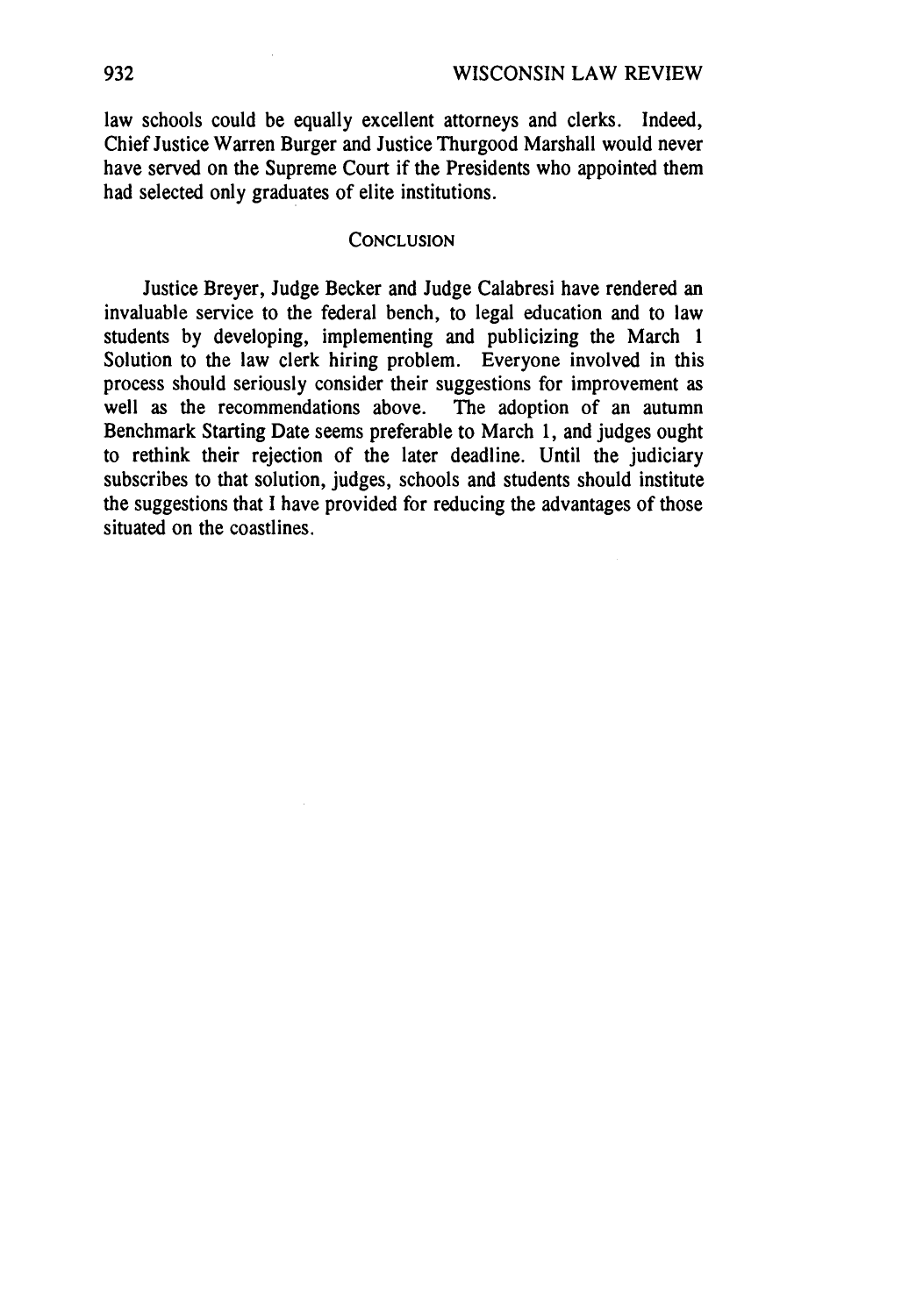law schools could be equally excellent attorneys and clerks. Indeed, Chief Justice Warren Burger and Justice Thurgood Marshall would never have served on the Supreme Court if the Presidents who appointed them had selected only graduates of elite institutions.

## CONCLUSION

Justice Breyer, Judge Becker and Judge Calabresi have rendered an invaluable service to the federal bench, to legal education and to law students by developing, implementing and publicizing the March 1 Solution to the law clerk hiring problem. Everyone involved in this process should seriously consider their suggestions for improvement as well as the recommendations above. The adoption of an autumn Benchmark Starting Date seems preferable to March 1, and judges ought to rethink their rejection of the later deadline. Until the judiciary subscribes to that solution, judges, schools and students should institute the suggestions that I have provided for reducing the advantages of those situated on the coastlines.